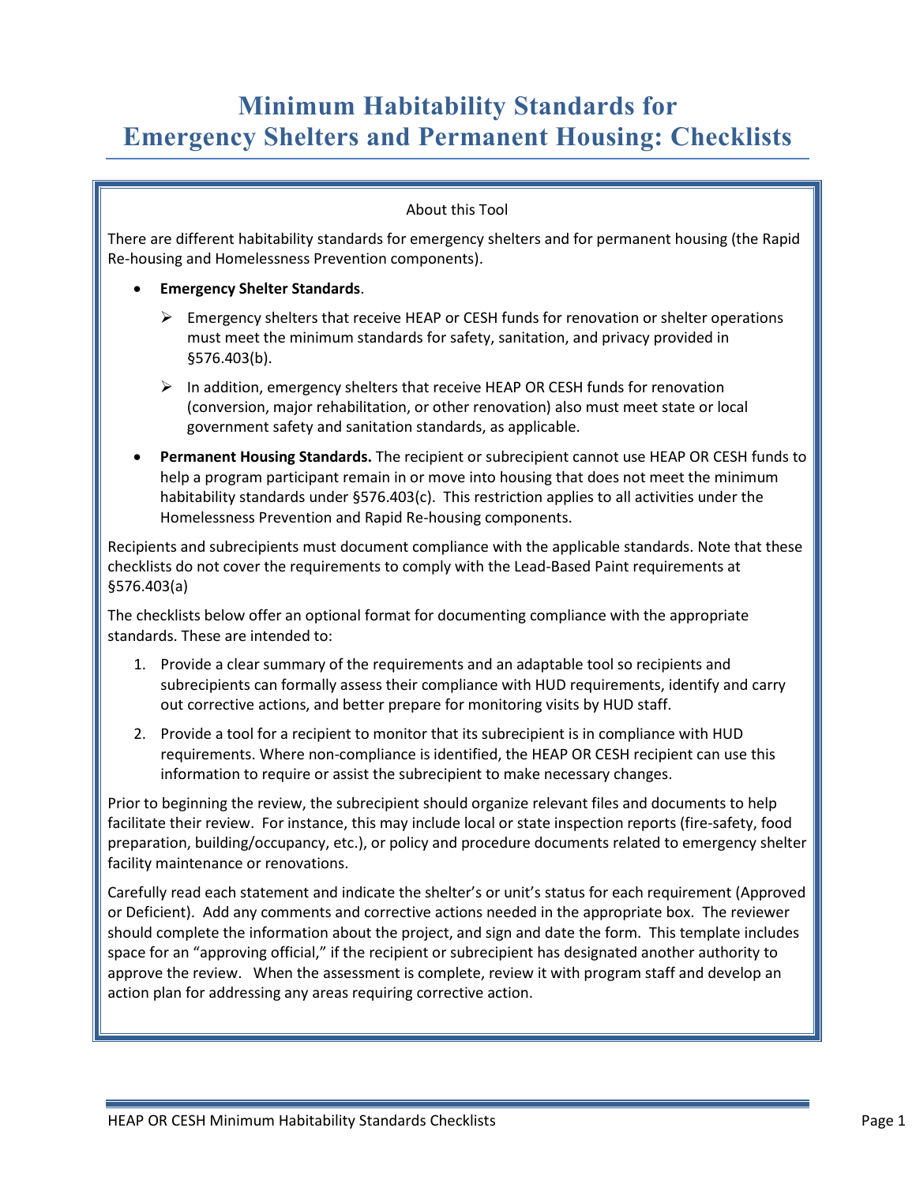# Minimum Habitability Standards for Emergency Shelters and Permanent Housing: Checklists

About this Tool

There are different habitability standards for emergency shelters and for permanent housing (the Rapid Re-housing and Homelessness Prevention components).

- **Emergency Shelter Standards**.
  - Emergency shelters that receive HEAP or CESH funds for renovation or shelter operations must meet the minimum standards for safety, sanitation, and privacy provided in §576.403(b).
  - In addition, emergency shelters that receive HEAP OR CESH funds for renovation (conversion, major rehabilitation, or other renovation) also must meet state or local government safety and sanitation standards, as applicable.
- **Permanent Housing Standards.** The recipient or subrecipient cannot use HEAP OR CESH funds to help a program participant remain in or move into housing that does not meet the minimum habitability standards under §576.403(c). This restriction applies to all activities under the Homelessness Prevention and Rapid Re-housing components.

Recipients and subrecipients must document compliance with the applicable standards. Note that these checklists do not cover the requirements to comply with the Lead-Based Paint requirements at §576.403(a)

The checklists below offer an optional format for documenting compliance with the appropriate standards. These are intended to:

1. Provide a clear summary of the requirements and an adaptable tool so recipients and subrecipients can formally assess their compliance with HUD requirements, identify and carry out corrective actions, and better prepare for monitoring visits by HUD staff.
2. Provide a tool for a recipient to monitor that its subrecipient is in compliance with HUD requirements. Where non-compliance is identified, the HEAP OR CESH recipient can use this information to require or assist the subrecipient to make necessary changes.

Prior to beginning the review, the subrecipient should organize relevant files and documents to help facilitate their review. For instance, this may include local or state inspection reports (fire-safety, food preparation, building/occupancy, etc.), or policy and procedure documents related to emergency shelter facility maintenance or renovations.

Carefully read each statement and indicate the shelter's or unit's status for each requirement (Approved or Deficient). Add any comments and corrective actions needed in the appropriate box. The reviewer should complete the information about the project, and sign and date the form. This template includes space for an "approving official," if the recipient or subrecipient has designated another authority to approve the review. When the assessment is complete, review it with program staff and develop an action plan for addressing any areas requiring corrective action.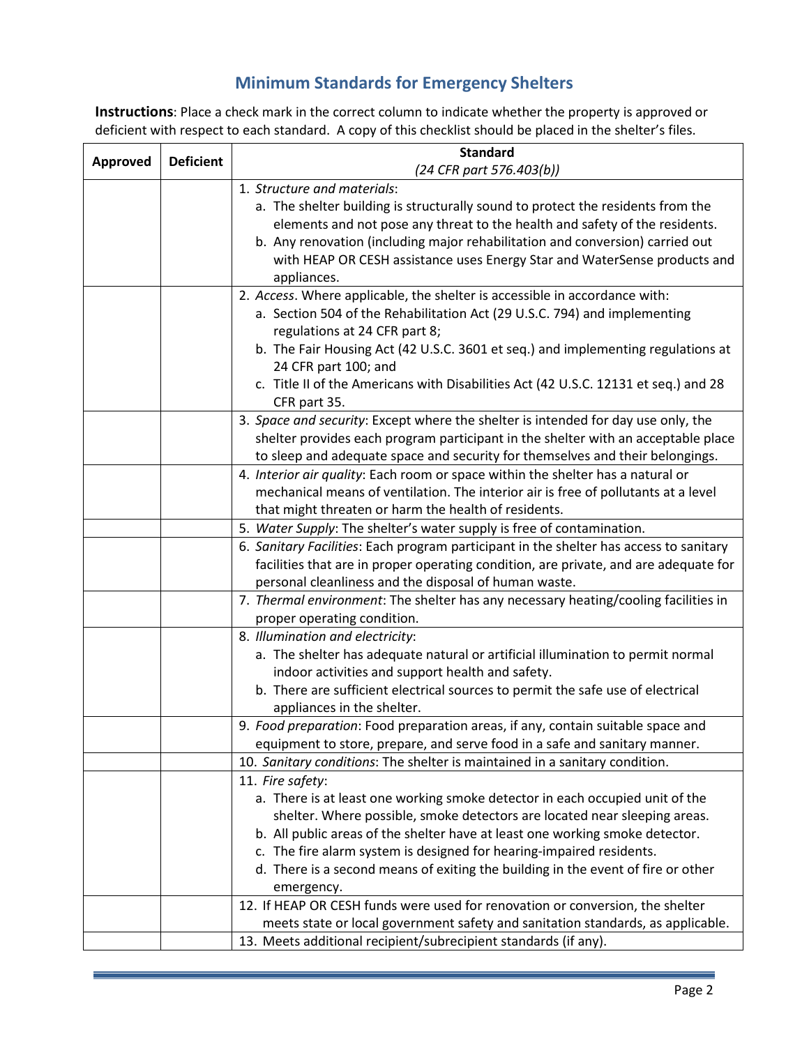## Minimum Standards for Emergency Shelters

**Instructions**: Place a check mark in the correct column to indicate whether the property is approved or deficient with respect to each standard. A copy of this checklist should be placed in the shelter's files.

| Approved | Deficient | Standard<br>*(24 CFR part 576.403(b))* |
|---|---|---|
| | | 1. *Structure and materials*:<br>a. The shelter building is structurally sound to protect the residents from the elements and not pose any threat to the health and safety of the residents.<br>b. Any renovation (including major rehabilitation and conversion) carried out with HEAP OR CESH assistance uses Energy Star and WaterSense products and appliances. |
| | | 2. *Access*. Where applicable, the shelter is accessible in accordance with:<br>a. Section 504 of the Rehabilitation Act (29 U.S.C. 794) and implementing regulations at 24 CFR part 8;<br>b. The Fair Housing Act (42 U.S.C. 3601 et seq.) and implementing regulations at 24 CFR part 100; and<br>c. Title II of the Americans with Disabilities Act (42 U.S.C. 12131 et seq.) and 28 CFR part 35. |
| | | 3. *Space and security*: Except where the shelter is intended for day use only, the shelter provides each program participant in the shelter with an acceptable place to sleep and adequate space and security for themselves and their belongings. |
| | | 4. *Interior air quality*: Each room or space within the shelter has a natural or mechanical means of ventilation. The interior air is free of pollutants at a level that might threaten or harm the health of residents. |
| | | 5. *Water Supply*: The shelter's water supply is free of contamination. |
| | | 6. *Sanitary Facilities*: Each program participant in the shelter has access to sanitary facilities that are in proper operating condition, are private, and are adequate for personal cleanliness and the disposal of human waste. |
| | | 7. *Thermal environment*: The shelter has any necessary heating/cooling facilities in proper operating condition. |
| | | 8. *Illumination and electricity*:<br>a. The shelter has adequate natural or artificial illumination to permit normal indoor activities and support health and safety.<br>b. There are sufficient electrical sources to permit the safe use of electrical appliances in the shelter. |
| | | 9. *Food preparation*: Food preparation areas, if any, contain suitable space and equipment to store, prepare, and serve food in a safe and sanitary manner. |
| | | 10. *Sanitary conditions*: The shelter is maintained in a sanitary condition. |
| | | 11. *Fire safety*:<br>a. There is at least one working smoke detector in each occupied unit of the shelter. Where possible, smoke detectors are located near sleeping areas.<br>b. All public areas of the shelter have at least one working smoke detector.<br>c. The fire alarm system is designed for hearing-impaired residents.<br>d. There is a second means of exiting the building in the event of fire or other emergency. |
| | | 12. If HEAP OR CESH funds were used for renovation or conversion, the shelter meets state or local government safety and sanitation standards, as applicable. |
| | | 13. Meets additional recipient/subrecipient standards (if any). |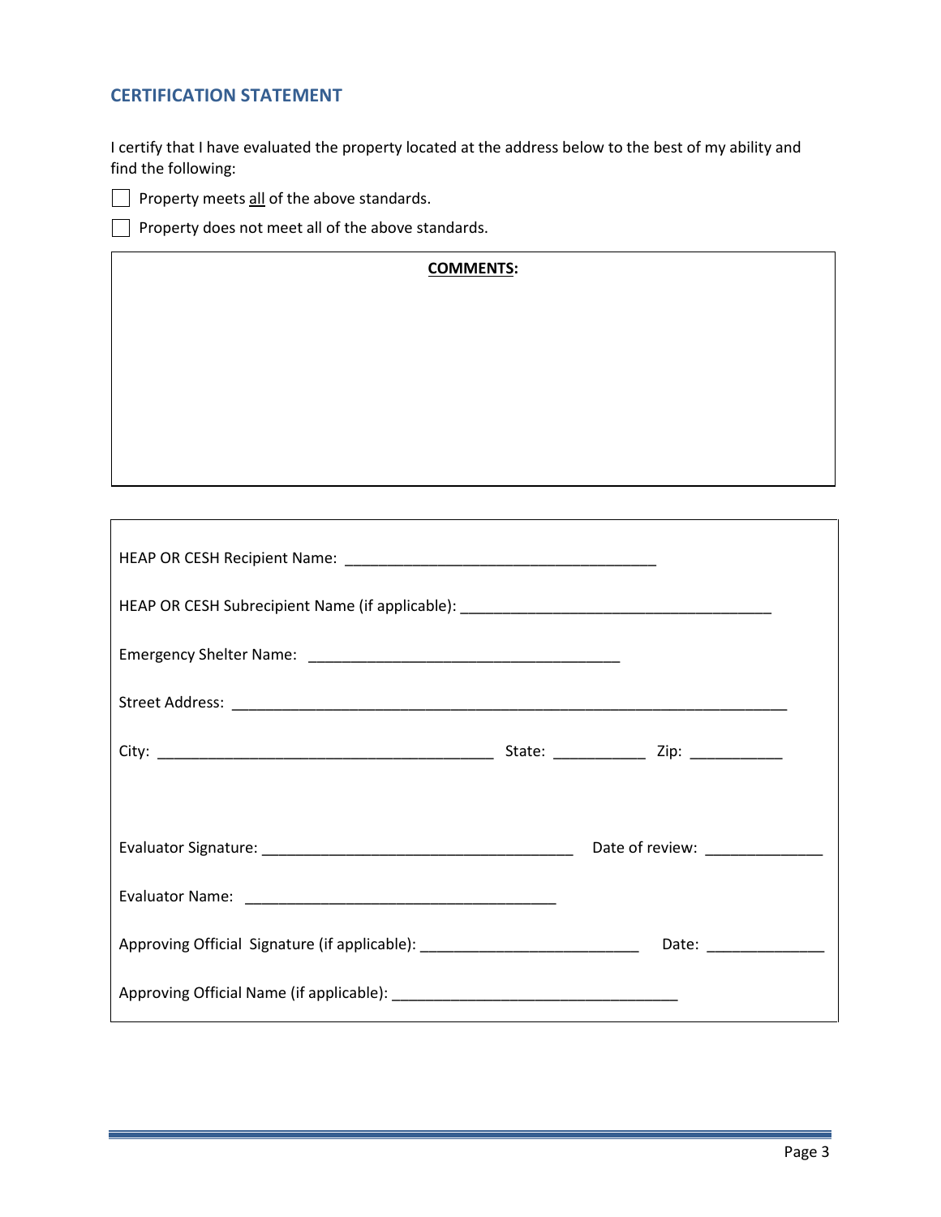## CERTIFICATION STATEMENT

I certify that I have evaluated the property located at the address below to the best of my ability and find the following:

- ☐ Property meets <u>all</u> of the above standards.
- ☐ Property does not meet all of the above standards.

| **<u>COMMENTS</u>:** |
|---|
| |

HEAP OR CESH Recipient Name: ______________________________________

HEAP OR CESH Subrecipient Name (if applicable): ______________________________________

Emergency Shelter Name: ______________________________________

Street Address: ______________________________________________________________________

City: __________________________________________ State: ___________ Zip: ___________

Evaluator Signature: ______________________________________ Date of review: ______________

Evaluator Name: ______________________________________

Approving Official Signature (if applicable): ___________________________ Date: ______________

Approving Official Name (if applicable): ___________________________________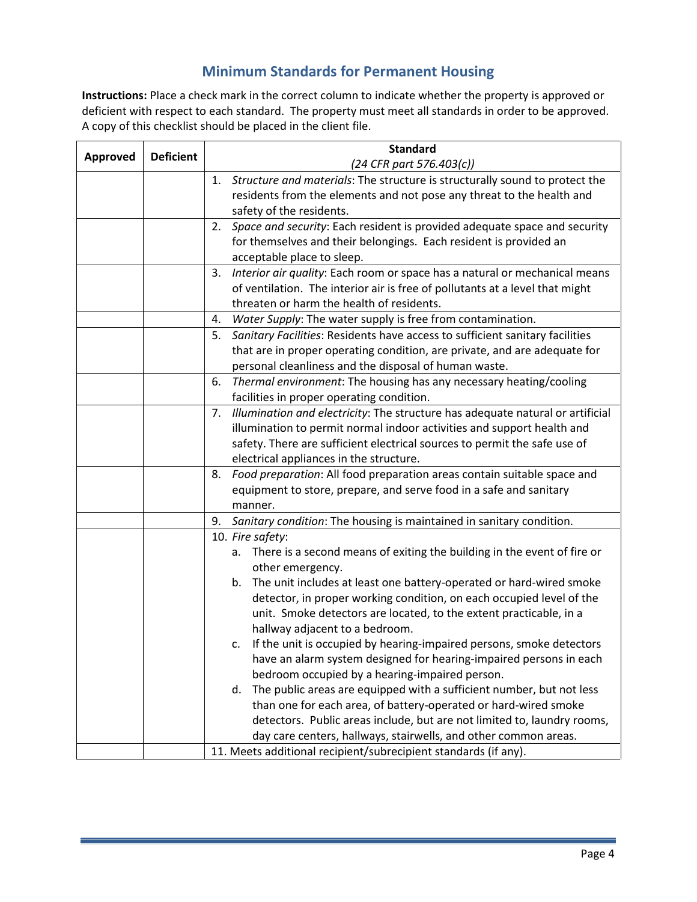## Minimum Standards for Permanent Housing

**Instructions:** Place a check mark in the correct column to indicate whether the property is approved or deficient with respect to each standard. The property must meet all standards in order to be approved. A copy of this checklist should be placed in the client file.

| Approved | Deficient | Standard *(24 CFR part 576.403(c))* |
|---|---|---|
| | | 1. *Structure and materials*: The structure is structurally sound to protect the residents from the elements and not pose any threat to the health and safety of the residents. |
| | | 2. *Space and security*: Each resident is provided adequate space and security for themselves and their belongings. Each resident is provided an acceptable place to sleep. |
| | | 3. *Interior air quality*: Each room or space has a natural or mechanical means of ventilation. The interior air is free of pollutants at a level that might threaten or harm the health of residents. |
| | | 4. *Water Supply*: The water supply is free from contamination. |
| | | 5. *Sanitary Facilities*: Residents have access to sufficient sanitary facilities that are in proper operating condition, are private, and are adequate for personal cleanliness and the disposal of human waste. |
| | | 6. *Thermal environment*: The housing has any necessary heating/cooling facilities in proper operating condition. |
| | | 7. *Illumination and electricity*: The structure has adequate natural or artificial illumination to permit normal indoor activities and support health and safety. There are sufficient electrical sources to permit the safe use of electrical appliances in the structure. |
| | | 8. *Food preparation*: All food preparation areas contain suitable space and equipment to store, prepare, and serve food in a safe and sanitary manner. |
| | | 9. *Sanitary condition*: The housing is maintained in sanitary condition. |
| | | 10. *Fire safety*:<br>a. There is a second means of exiting the building in the event of fire or other emergency.<br>b. The unit includes at least one battery-operated or hard-wired smoke detector, in proper working condition, on each occupied level of the unit. Smoke detectors are located, to the extent practicable, in a hallway adjacent to a bedroom.<br>c. If the unit is occupied by hearing-impaired persons, smoke detectors have an alarm system designed for hearing-impaired persons in each bedroom occupied by a hearing-impaired person.<br>d. The public areas are equipped with a sufficient number, but not less than one for each area, of battery-operated or hard-wired smoke detectors. Public areas include, but are not limited to, laundry rooms, day care centers, hallways, stairwells, and other common areas. |
| | | 11. Meets additional recipient/subrecipient standards (if any). |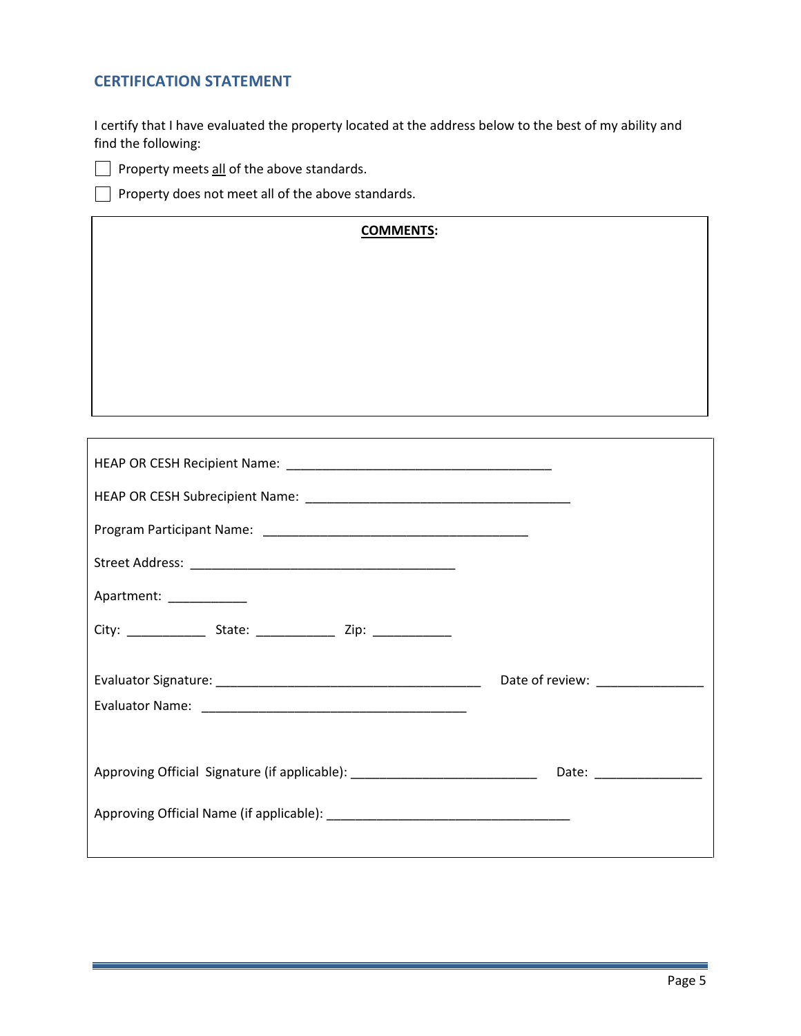## CERTIFICATION STATEMENT

I certify that I have evaluated the property located at the address below to the best of my ability and find the following:

☐ Property meets <u>all</u> of the above standards.

☐ Property does not meet all of the above standards.

**<u>COMMENTS</u>:**

HEAP OR CESH Recipient Name: ______________________________________

HEAP OR CESH Subrecipient Name: ______________________________________

Program Participant Name: ______________________________________

Street Address: ______________________________________

Apartment: ___________

City: ___________ State: ___________ Zip: ___________

Evaluator Signature: ______________________________________ Date of review: _______________

Evaluator Name: ______________________________________

Approving Official Signature (if applicable): __________________________ Date: _______________

Approving Official Name (if applicable): __________________________________